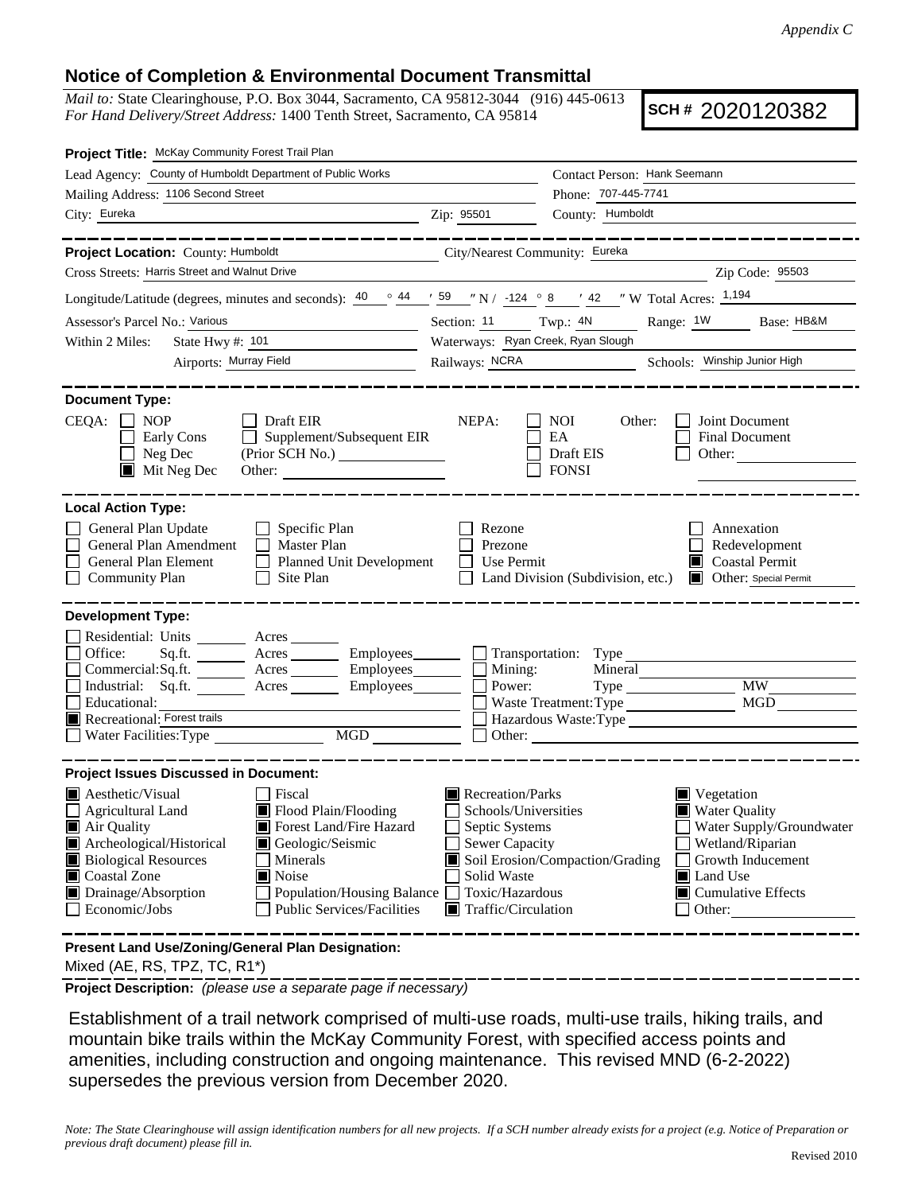*Appendix C*

## Notice of Completion & Environmental Document Transmittal

*Mail to:* State Clearinghouse, P.O. Box 3044, Sacramento, CA 95812-3044 (916) 445-0613
*For Hand Delivery/Street Address:* 1400 Tenth Street, Sacramento, CA 95814

**SCH #** 2020120382

**Project Title:** McKay Community Forest Trail Plan

Lead Agency: County of Humboldt Department of Public Works — Contact Person: Hank Seemann

Mailing Address: 1106 Second Street — Phone: 707-445-7741

City: Eureka — Zip: 95501 — County: Humboldt

**Project Location:** County: Humboldt — City/Nearest Community: Eureka

Cross Streets: Harris Street and Walnut Drive — Zip Code: 95503

Longitude/Latitude (degrees, minutes and seconds): 40 ° 44 ′ 59 ″ N / -124 ° 8 ′ 42 ″ W Total Acres: 1,194

Assessor's Parcel No.: Various — Section: 11 — Twp.: 4N — Range: 1W — Base: HB&M

Within 2 Miles: State Hwy #: 101 — Waterways: Ryan Creek, Ryan Slough

Airports: Murray Field — Railways: NCRA — Schools: Winship Junior High

**Document Type:**

CEQA: ☐ NOP ☐ Early Cons ☐ Neg Dec ■ Mit Neg Dec ☐ Draft EIR ☐ Supplement/Subsequent EIR (Prior SCH No.) ____ Other: ____

NEPA: ☐ NOI ☐ EA ☐ Draft EIS ☐ FONSI

Other: ☐ Joint Document ☐ Final Document ☐ Other: ____

**Local Action Type:**

☐ General Plan Update ☐ General Plan Amendment ☐ General Plan Element ☐ Community Plan ☐ Specific Plan ☐ Master Plan ☐ Planned Unit Development ☐ Site Plan ☐ Rezone ☐ Prezone ☐ Use Permit ☐ Land Division (Subdivision, etc.) ☐ Annexation ☐ Redevelopment ■ Coastal Permit ■ Other: Special Permit

**Development Type:**

☐ Residential: Units ____ Acres ____
☐ Office: Sq.ft. ____ Acres ____ Employees ____
☐ Commercial: Sq.ft. ____ Acres ____ Employees ____
☐ Industrial: Sq.ft. ____ Acres ____ Employees ____
☐ Educational: ____
■ Recreational: Forest trails
☐ Water Facilities: Type ____ MGD ____
☐ Transportation: Type ____
☐ Mining: Mineral ____
☐ Power: Type ____ MW ____
☐ Waste Treatment: Type ____ MGD ____
☐ Hazardous Waste: Type ____
☐ Other: ____

**Project Issues Discussed in Document:**

■ Aesthetic/Visual
☐ Agricultural Land
■ Air Quality
■ Archeological/Historical
■ Biological Resources
■ Coastal Zone
■ Drainage/Absorption
☐ Economic/Jobs
☐ Fiscal
■ Flood Plain/Flooding
■ Forest Land/Fire Hazard
■ Geologic/Seismic
☐ Minerals
■ Noise
☐ Population/Housing Balance
☐ Public Services/Facilities
■ Recreation/Parks
☐ Schools/Universities
☐ Septic Systems
☐ Sewer Capacity
■ Soil Erosion/Compaction/Grading
☐ Solid Waste
☐ Toxic/Hazardous
■ Traffic/Circulation
■ Vegetation
■ Water Quality
☐ Water Supply/Groundwater
☐ Wetland/Riparian
☐ Growth Inducement
■ Land Use
■ Cumulative Effects
☐ Other: ____

**Present Land Use/Zoning/General Plan Designation:**

Mixed (AE, RS, TPZ, TC, R1*)

**Project Description:** *(please use a separate page if necessary)*

Establishment of a trail network comprised of multi-use roads, multi-use trails, hiking trails, and mountain bike trails within the McKay Community Forest, with specified access points and amenities, including construction and ongoing maintenance. This revised MND (6-2-2022) supersedes the previous version from December 2020.

*Note: The State Clearinghouse will assign identification numbers for all new projects. If a SCH number already exists for a project (e.g. Notice of Preparation or previous draft document) please fill in.*

Revised 2010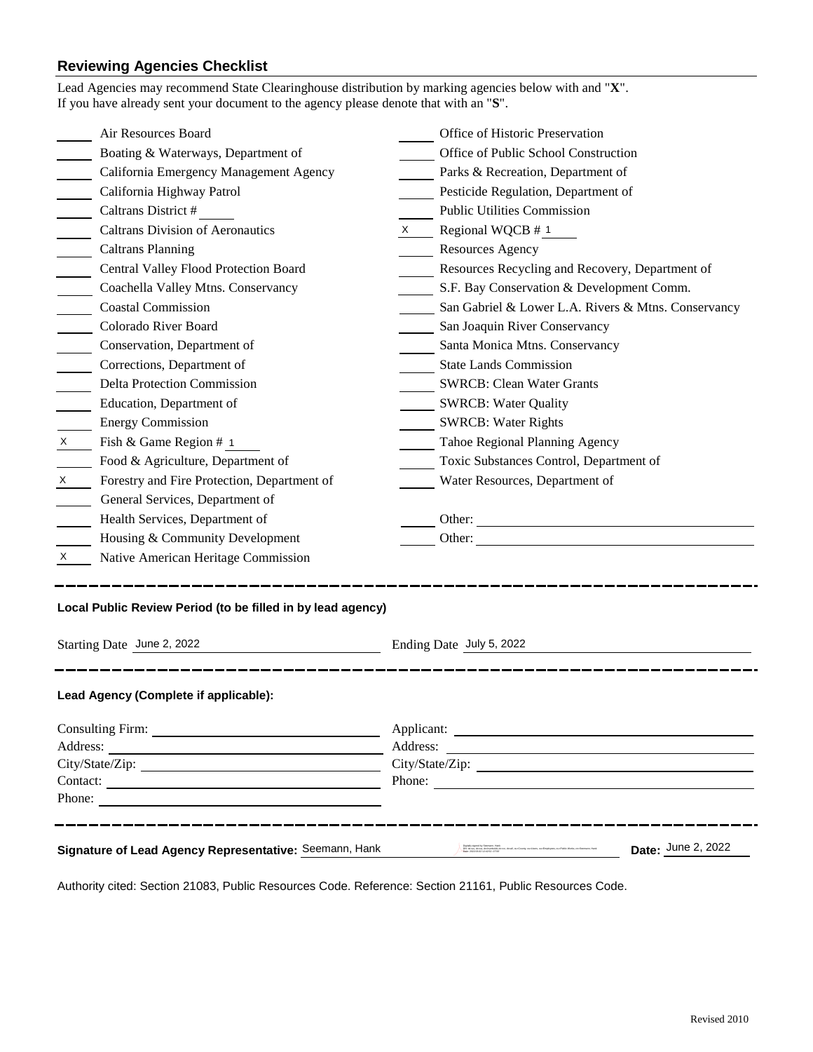## Reviewing Agencies Checklist

Lead Agencies may recommend State Clearinghouse distribution by marking agencies below with and "**X**".
If you have already sent your document to the agency please denote that with an "**S**".

| | | | |
|---|---|---|---|
| | Air Resources Board | | Office of Historic Preservation |
| | Boating & Waterways, Department of | | Office of Public School Construction |
| | California Emergency Management Agency | | Parks & Recreation, Department of |
| | California Highway Patrol | | Pesticide Regulation, Department of |
| | Caltrans District # | | Public Utilities Commission |
| | Caltrans Division of Aeronautics | X | Regional WQCB # 1 |
| | Caltrans Planning | | Resources Agency |
| | Central Valley Flood Protection Board | | Resources Recycling and Recovery, Department of |
| | Coachella Valley Mtns. Conservancy | | S.F. Bay Conservation & Development Comm. |
| | Coastal Commission | | San Gabriel & Lower L.A. Rivers & Mtns. Conservancy |
| | Colorado River Board | | San Joaquin River Conservancy |
| | Conservation, Department of | | Santa Monica Mtns. Conservancy |
| | Corrections, Department of | | State Lands Commission |
| | Delta Protection Commission | | SWRCB: Clean Water Grants |
| | Education, Department of | | SWRCB: Water Quality |
| | Energy Commission | | SWRCB: Water Rights |
| X | Fish & Game Region # 1 | | Tahoe Regional Planning Agency |
| | Food & Agriculture, Department of | | Toxic Substances Control, Department of |
| X | Forestry and Fire Protection, Department of | | Water Resources, Department of |
| | General Services, Department of | | |
| | Health Services, Department of | | Other: |
| | Housing & Community Development | | Other: |
| X | Native American Heritage Commission | | |

---

**Local Public Review Period (to be filled in by lead agency)**

Starting Date June 2, 2022 Ending Date July 5, 2022

---

**Lead Agency (Complete if applicable):**

Consulting Firm:
Address:
City/State/Zip:
Contact:
Phone:

Applicant:
Address:
City/State/Zip:
Phone:

---

**Signature of Lead Agency Representative:** Seemann, Hank **Date:** June 2, 2022

Authority cited: Section 21083, Public Resources Code. Reference: Section 21161, Public Resources Code.

Revised 2010